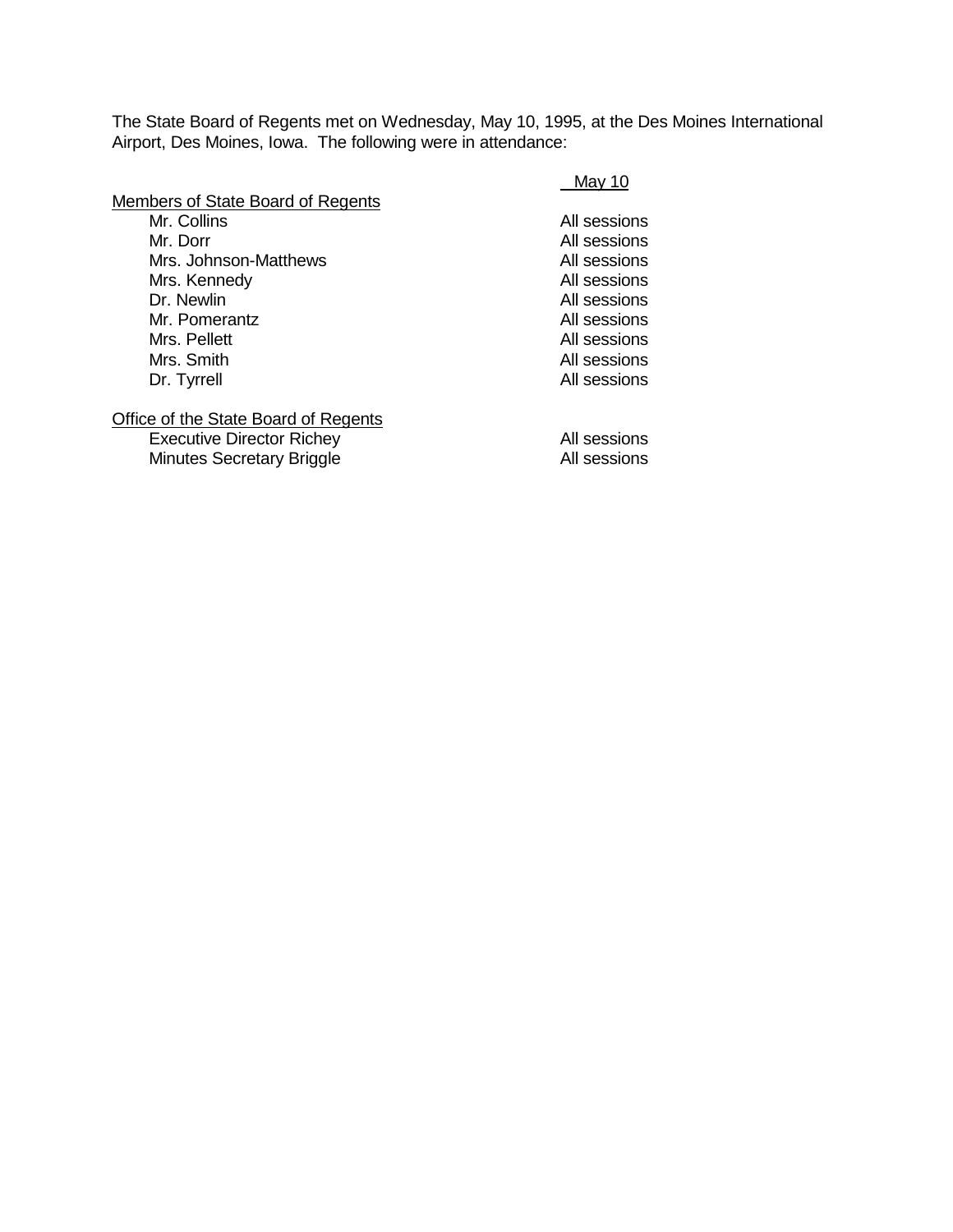The State Board of Regents met on Wednesday, May 10, 1995, at the Des Moines International Airport, Des Moines, Iowa. The following were in attendance:

| | May 10 |
|---|---|
| Members of State Board of Regents | |
| Mr. Collins | All sessions |
| Mr. Dorr | All sessions |
| Mrs. Johnson-Matthews | All sessions |
| Mrs. Kennedy | All sessions |
| Dr. Newlin | All sessions |
| Mr. Pomerantz | All sessions |
| Mrs. Pellett | All sessions |
| Mrs. Smith | All sessions |
| Dr. Tyrrell | All sessions |
| Office of the State Board of Regents | |
| Executive Director Richey | All sessions |
| Minutes Secretary Briggle | All sessions |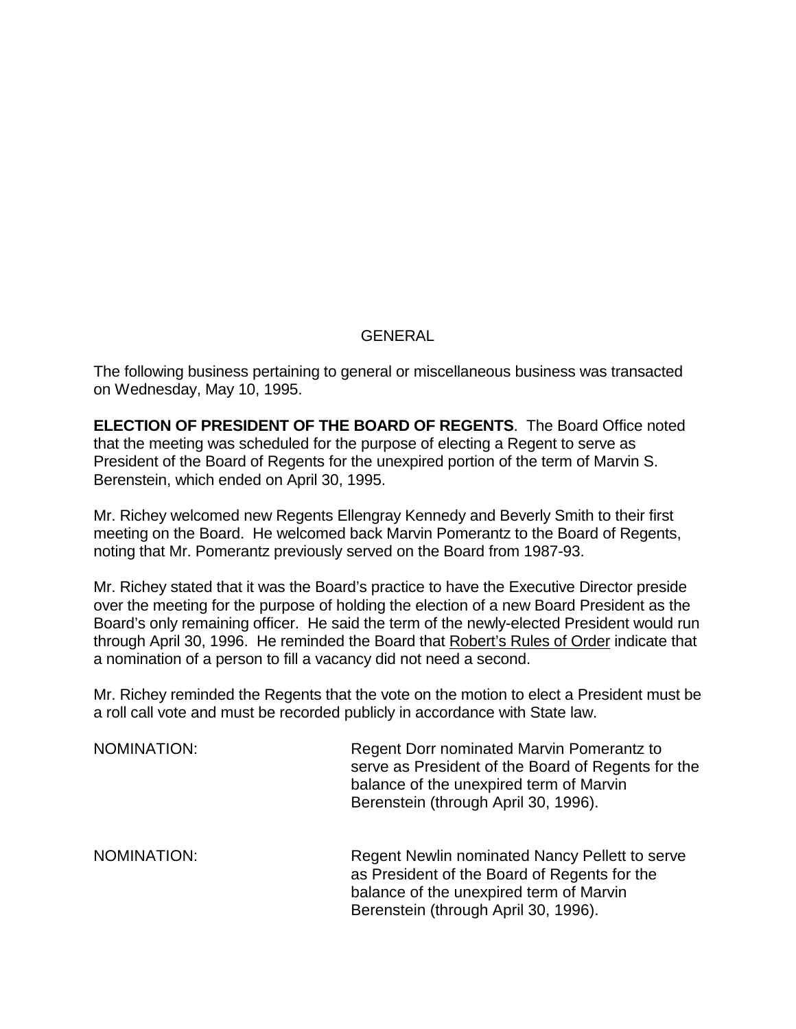GENERAL

The following business pertaining to general or miscellaneous business was transacted on Wednesday, May 10, 1995.

**ELECTION OF PRESIDENT OF THE BOARD OF REGENTS**. The Board Office noted that the meeting was scheduled for the purpose of electing a Regent to serve as President of the Board of Regents for the unexpired portion of the term of Marvin S. Berenstein, which ended on April 30, 1995.

Mr. Richey welcomed new Regents Ellengray Kennedy and Beverly Smith to their first meeting on the Board. He welcomed back Marvin Pomerantz to the Board of Regents, noting that Mr. Pomerantz previously served on the Board from 1987-93.

Mr. Richey stated that it was the Board's practice to have the Executive Director preside over the meeting for the purpose of holding the election of a new Board President as the Board's only remaining officer. He said the term of the newly-elected President would run through April 30, 1996. He reminded the Board that Robert's Rules of Order indicate that a nomination of a person to fill a vacancy did not need a second.

Mr. Richey reminded the Regents that the vote on the motion to elect a President must be a roll call vote and must be recorded publicly in accordance with State law.

NOMINATION: Regent Dorr nominated Marvin Pomerantz to serve as President of the Board of Regents for the balance of the unexpired term of Marvin Berenstein (through April 30, 1996).

NOMINATION: Regent Newlin nominated Nancy Pellett to serve as President of the Board of Regents for the balance of the unexpired term of Marvin Berenstein (through April 30, 1996).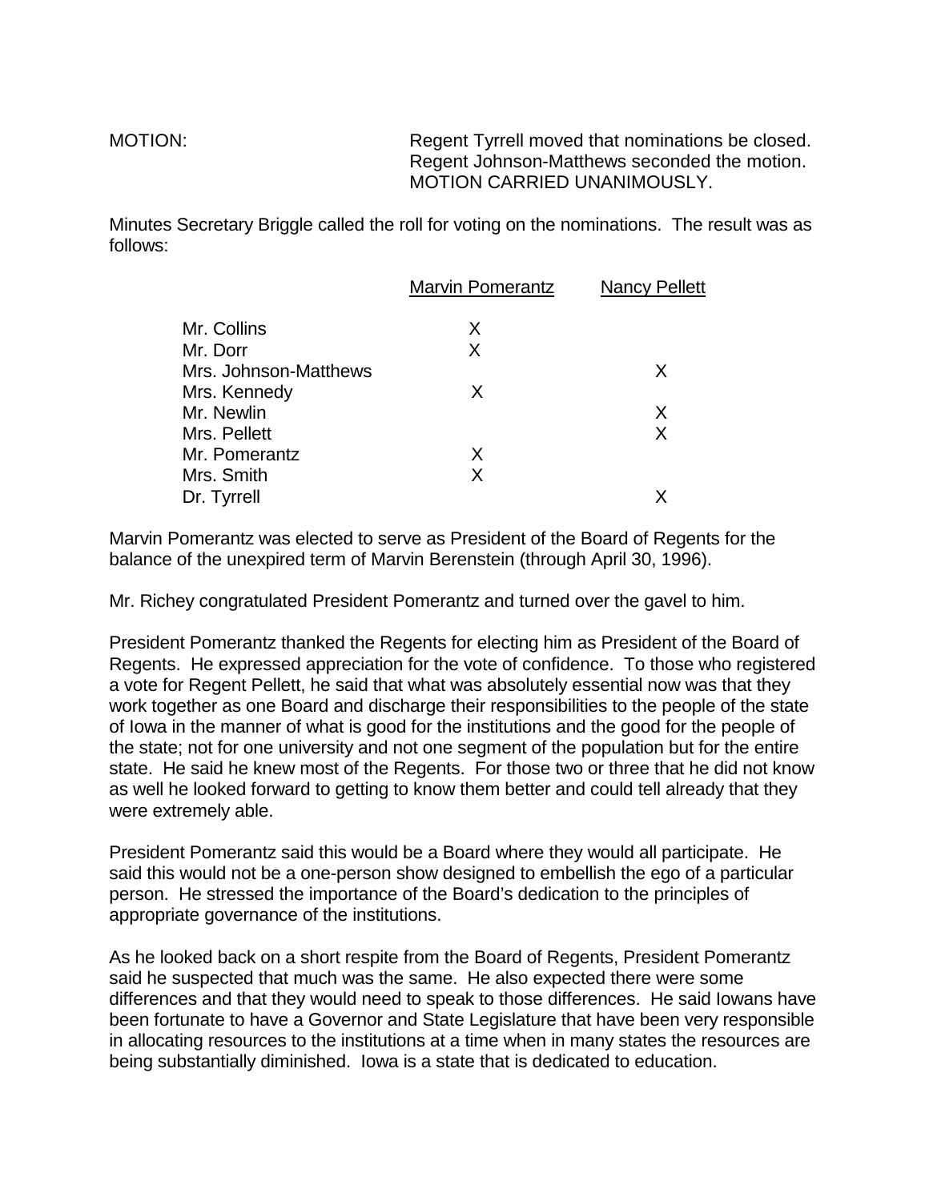MOTION: Regent Tyrrell moved that nominations be closed. Regent Johnson-Matthews seconded the motion. MOTION CARRIED UNANIMOUSLY.

Minutes Secretary Briggle called the roll for voting on the nominations. The result was as follows:

| | Marvin Pomerantz | Nancy Pellett |
|---|---|---|
| Mr. Collins | X | |
| Mr. Dorr | X | |
| Mrs. Johnson-Matthews | | X |
| Mrs. Kennedy | X | |
| Mr. Newlin | | X |
| Mrs. Pellett | | X |
| Mr. Pomerantz | X | |
| Mrs. Smith | X | |
| Dr. Tyrrell | | X |

Marvin Pomerantz was elected to serve as President of the Board of Regents for the balance of the unexpired term of Marvin Berenstein (through April 30, 1996).

Mr. Richey congratulated President Pomerantz and turned over the gavel to him.

President Pomerantz thanked the Regents for electing him as President of the Board of Regents. He expressed appreciation for the vote of confidence. To those who registered a vote for Regent Pellett, he said that what was absolutely essential now was that they work together as one Board and discharge their responsibilities to the people of the state of Iowa in the manner of what is good for the institutions and the good for the people of the state; not for one university and not one segment of the population but for the entire state. He said he knew most of the Regents. For those two or three that he did not know as well he looked forward to getting to know them better and could tell already that they were extremely able.

President Pomerantz said this would be a Board where they would all participate. He said this would not be a one-person show designed to embellish the ego of a particular person. He stressed the importance of the Board's dedication to the principles of appropriate governance of the institutions.

As he looked back on a short respite from the Board of Regents, President Pomerantz said he suspected that much was the same. He also expected there were some differences and that they would need to speak to those differences. He said Iowans have been fortunate to have a Governor and State Legislature that have been very responsible in allocating resources to the institutions at a time when in many states the resources are being substantially diminished. Iowa is a state that is dedicated to education.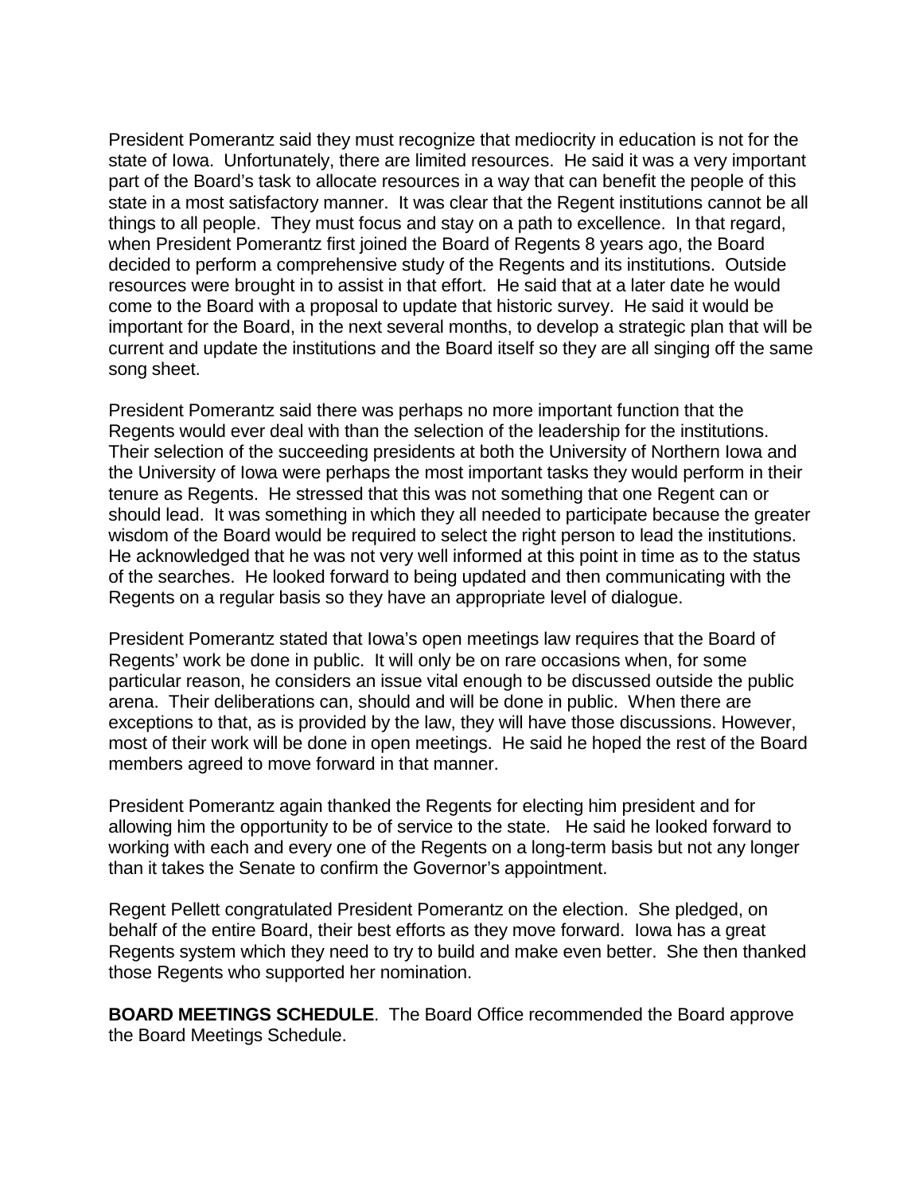President Pomerantz said they must recognize that mediocrity in education is not for the state of Iowa. Unfortunately, there are limited resources. He said it was a very important part of the Board's task to allocate resources in a way that can benefit the people of this state in a most satisfactory manner. It was clear that the Regent institutions cannot be all things to all people. They must focus and stay on a path to excellence. In that regard, when President Pomerantz first joined the Board of Regents 8 years ago, the Board decided to perform a comprehensive study of the Regents and its institutions. Outside resources were brought in to assist in that effort. He said that at a later date he would come to the Board with a proposal to update that historic survey. He said it would be important for the Board, in the next several months, to develop a strategic plan that will be current and update the institutions and the Board itself so they are all singing off the same song sheet.

President Pomerantz said there was perhaps no more important function that the Regents would ever deal with than the selection of the leadership for the institutions. Their selection of the succeeding presidents at both the University of Northern Iowa and the University of Iowa were perhaps the most important tasks they would perform in their tenure as Regents. He stressed that this was not something that one Regent can or should lead. It was something in which they all needed to participate because the greater wisdom of the Board would be required to select the right person to lead the institutions. He acknowledged that he was not very well informed at this point in time as to the status of the searches. He looked forward to being updated and then communicating with the Regents on a regular basis so they have an appropriate level of dialogue.

President Pomerantz stated that Iowa's open meetings law requires that the Board of Regents' work be done in public. It will only be on rare occasions when, for some particular reason, he considers an issue vital enough to be discussed outside the public arena. Their deliberations can, should and will be done in public. When there are exceptions to that, as is provided by the law, they will have those discussions. However, most of their work will be done in open meetings. He said he hoped the rest of the Board members agreed to move forward in that manner.

President Pomerantz again thanked the Regents for electing him president and for allowing him the opportunity to be of service to the state. He said he looked forward to working with each and every one of the Regents on a long-term basis but not any longer than it takes the Senate to confirm the Governor's appointment.

Regent Pellett congratulated President Pomerantz on the election. She pledged, on behalf of the entire Board, their best efforts as they move forward. Iowa has a great Regents system which they need to try to build and make even better. She then thanked those Regents who supported her nomination.

**BOARD MEETINGS SCHEDULE**. The Board Office recommended the Board approve the Board Meetings Schedule.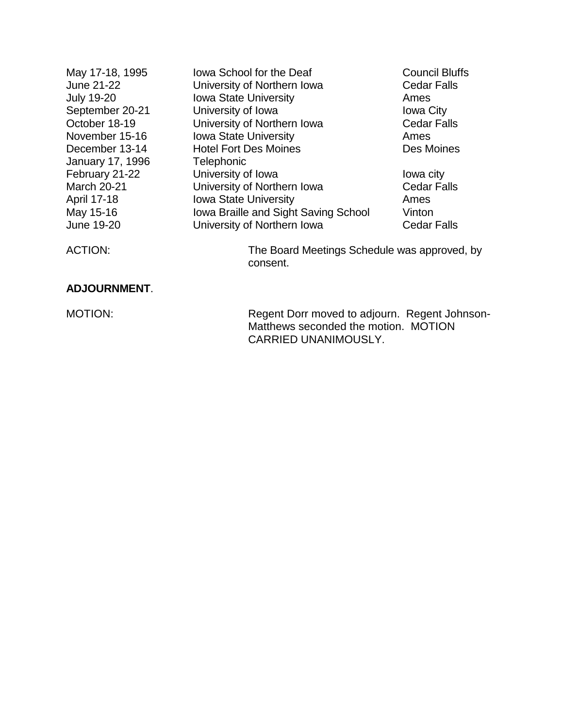| | | |
|---|---|---|
| May 17-18, 1995 | Iowa School for the Deaf | Council Bluffs |
| June 21-22 | University of Northern Iowa | Cedar Falls |
| July 19-20 | Iowa State University | Ames |
| September 20-21 | University of Iowa | Iowa City |
| October 18-19 | University of Northern Iowa | Cedar Falls |
| November 15-16 | Iowa State University | Ames |
| December 13-14 | Hotel Fort Des Moines | Des Moines |
| January 17, 1996 | Telephonic | |
| February 21-22 | University of Iowa | Iowa city |
| March 20-21 | University of Northern Iowa | Cedar Falls |
| April 17-18 | Iowa State University | Ames |
| May 15-16 | Iowa Braille and Sight Saving School | Vinton |
| June 19-20 | University of Northern Iowa | Cedar Falls |

ACTION: The Board Meetings Schedule was approved, by consent.

**ADJOURNMENT**.

MOTION: Regent Dorr moved to adjourn. Regent Johnson-Matthews seconded the motion. MOTION CARRIED UNANIMOUSLY.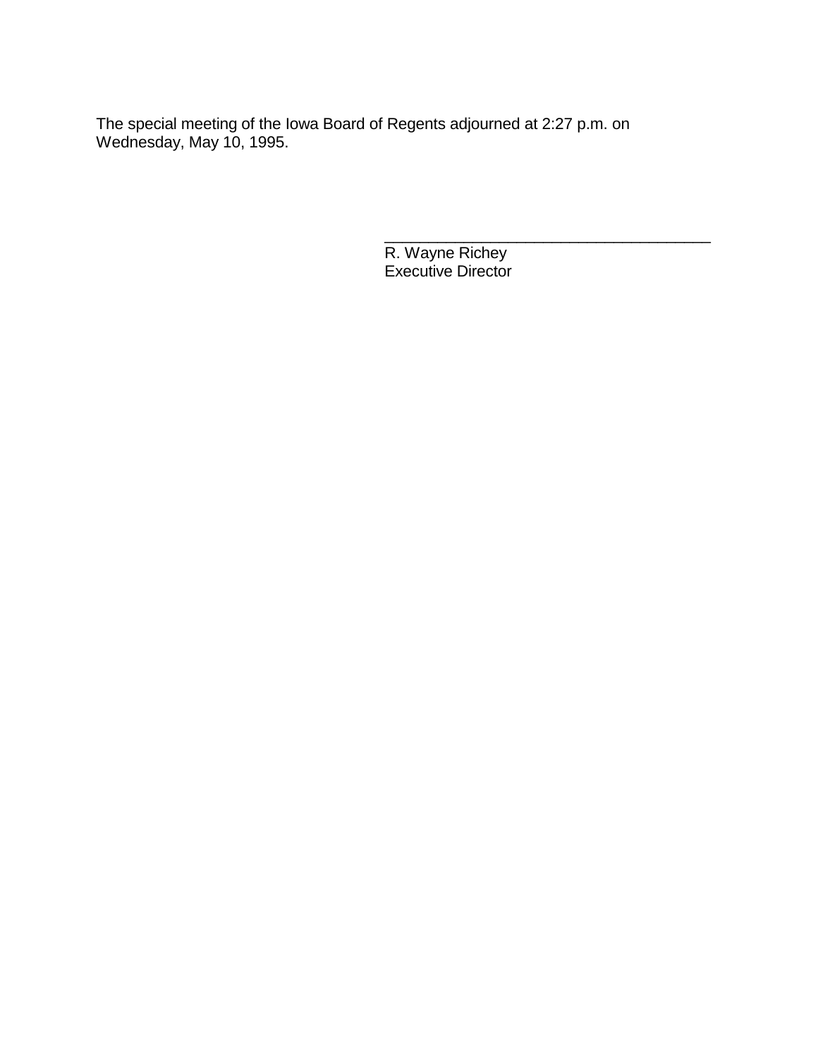The special meeting of the Iowa Board of Regents adjourned at 2:27 p.m. on Wednesday, May 10, 1995.

\_\_\_\_\_\_\_\_\_\_\_\_\_\_\_\_\_\_\_\_\_\_\_\_\_\_\_\_\_\_\_\_\_\_\_\_\_\_\_\_

R. Wayne Richey
Executive Director